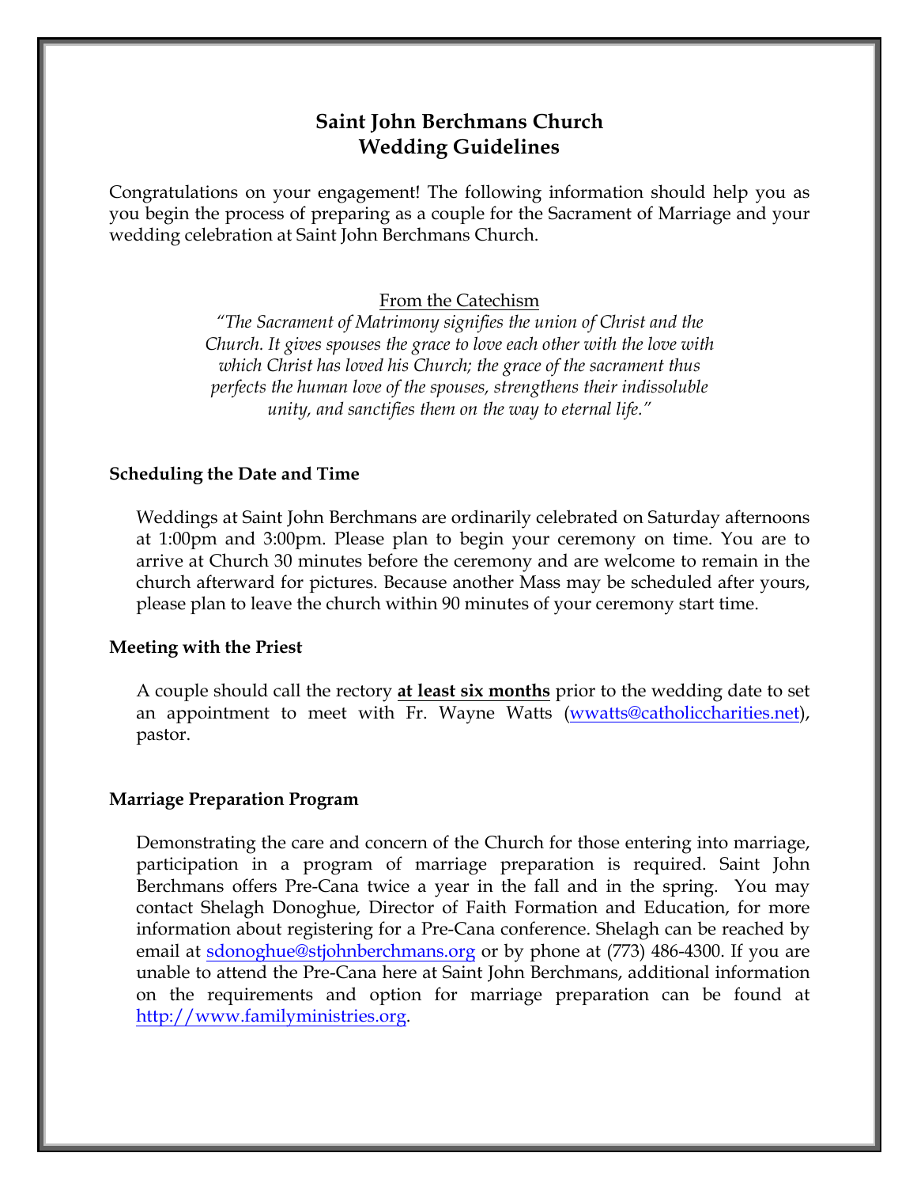# Saint John Berchmans Church
# Wedding Guidelines

Congratulations on your engagement! The following information should help you as you begin the process of preparing as a couple for the Sacrament of Marriage and your wedding celebration at Saint John Berchmans Church.

From the Catechism

*"The Sacrament of Matrimony signifies the union of Christ and the Church. It gives spouses the grace to love each other with the love with which Christ has loved his Church; the grace of the sacrament thus perfects the human love of the spouses, strengthens their indissoluble unity, and sanctifies them on the way to eternal life."*

### Scheduling the Date and Time

Weddings at Saint John Berchmans are ordinarily celebrated on Saturday afternoons at 1:00pm and 3:00pm. Please plan to begin your ceremony on time. You are to arrive at Church 30 minutes before the ceremony and are welcome to remain in the church afterward for pictures. Because another Mass may be scheduled after yours, please plan to leave the church within 90 minutes of your ceremony start time.

### Meeting with the Priest

A couple should call the rectory **at least six months** prior to the wedding date to set an appointment to meet with Fr. Wayne Watts (wwatts@catholiccharities.net), pastor.

### Marriage Preparation Program

Demonstrating the care and concern of the Church for those entering into marriage, participation in a program of marriage preparation is required. Saint John Berchmans offers Pre-Cana twice a year in the fall and in the spring. You may contact Shelagh Donoghue, Director of Faith Formation and Education, for more information about registering for a Pre-Cana conference. Shelagh can be reached by email at sdonoghue@stjohnberchmans.org or by phone at (773) 486-4300. If you are unable to attend the Pre-Cana here at Saint John Berchmans, additional information on the requirements and option for marriage preparation can be found at http://www.familyministries.org.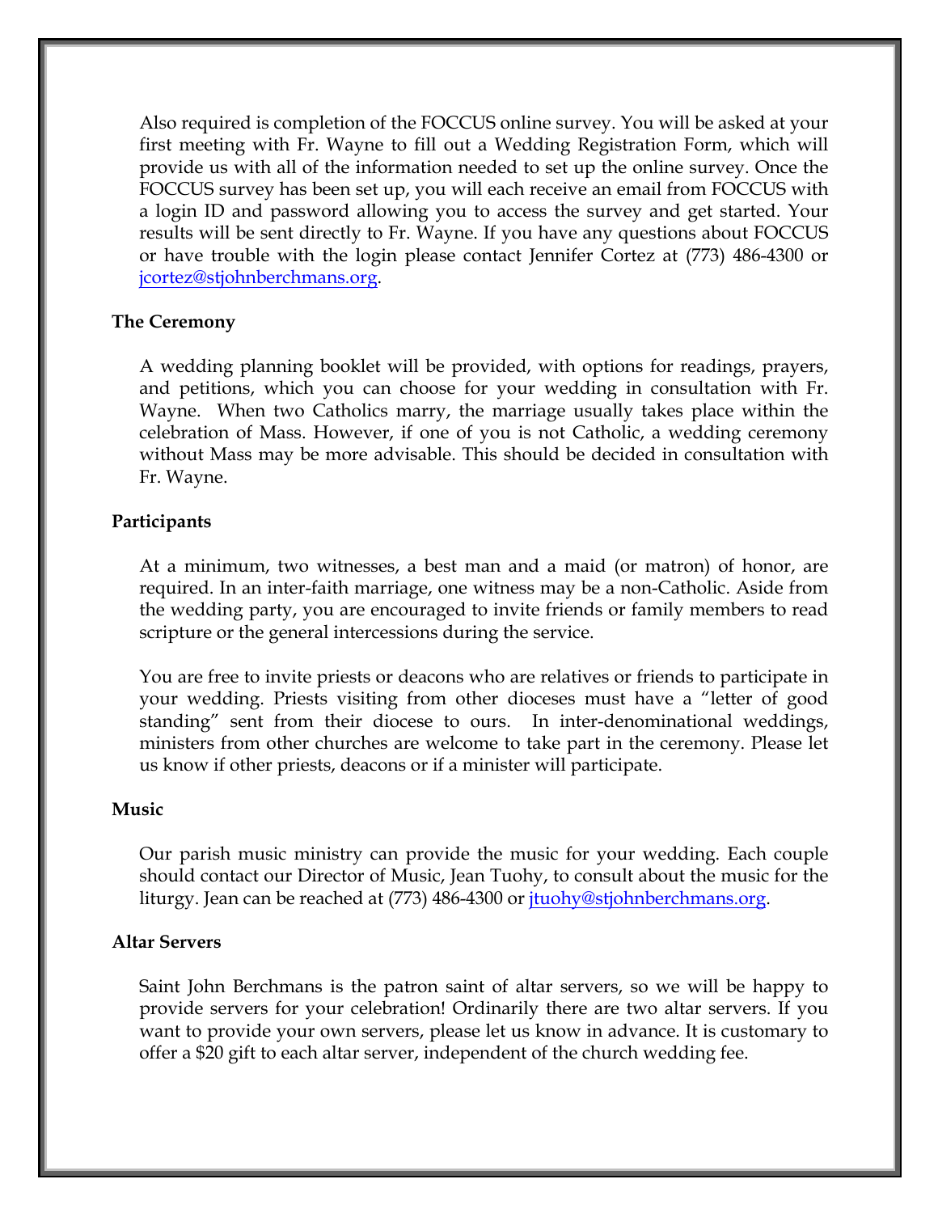Also required is completion of the FOCCUS online survey. You will be asked at your first meeting with Fr. Wayne to fill out a Wedding Registration Form, which will provide us with all of the information needed to set up the online survey. Once the FOCCUS survey has been set up, you will each receive an email from FOCCUS with a login ID and password allowing you to access the survey and get started. Your results will be sent directly to Fr. Wayne. If you have any questions about FOCCUS or have trouble with the login please contact Jennifer Cortez at (773) 486-4300 or jcortez@stjohnberchmans.org.

**The Ceremony**

A wedding planning booklet will be provided, with options for readings, prayers, and petitions, which you can choose for your wedding in consultation with Fr. Wayne. When two Catholics marry, the marriage usually takes place within the celebration of Mass. However, if one of you is not Catholic, a wedding ceremony without Mass may be more advisable. This should be decided in consultation with Fr. Wayne.

**Participants**

At a minimum, two witnesses, a best man and a maid (or matron) of honor, are required. In an inter-faith marriage, one witness may be a non-Catholic. Aside from the wedding party, you are encouraged to invite friends or family members to read scripture or the general intercessions during the service.

You are free to invite priests or deacons who are relatives or friends to participate in your wedding. Priests visiting from other dioceses must have a "letter of good standing" sent from their diocese to ours. In inter-denominational weddings, ministers from other churches are welcome to take part in the ceremony. Please let us know if other priests, deacons or if a minister will participate.

**Music**

Our parish music ministry can provide the music for your wedding. Each couple should contact our Director of Music, Jean Tuohy, to consult about the music for the liturgy. Jean can be reached at (773) 486-4300 or jtuohy@stjohnberchmans.org.

**Altar Servers**

Saint John Berchmans is the patron saint of altar servers, so we will be happy to provide servers for your celebration! Ordinarily there are two altar servers. If you want to provide your own servers, please let us know in advance. It is customary to offer a $20 gift to each altar server, independent of the church wedding fee.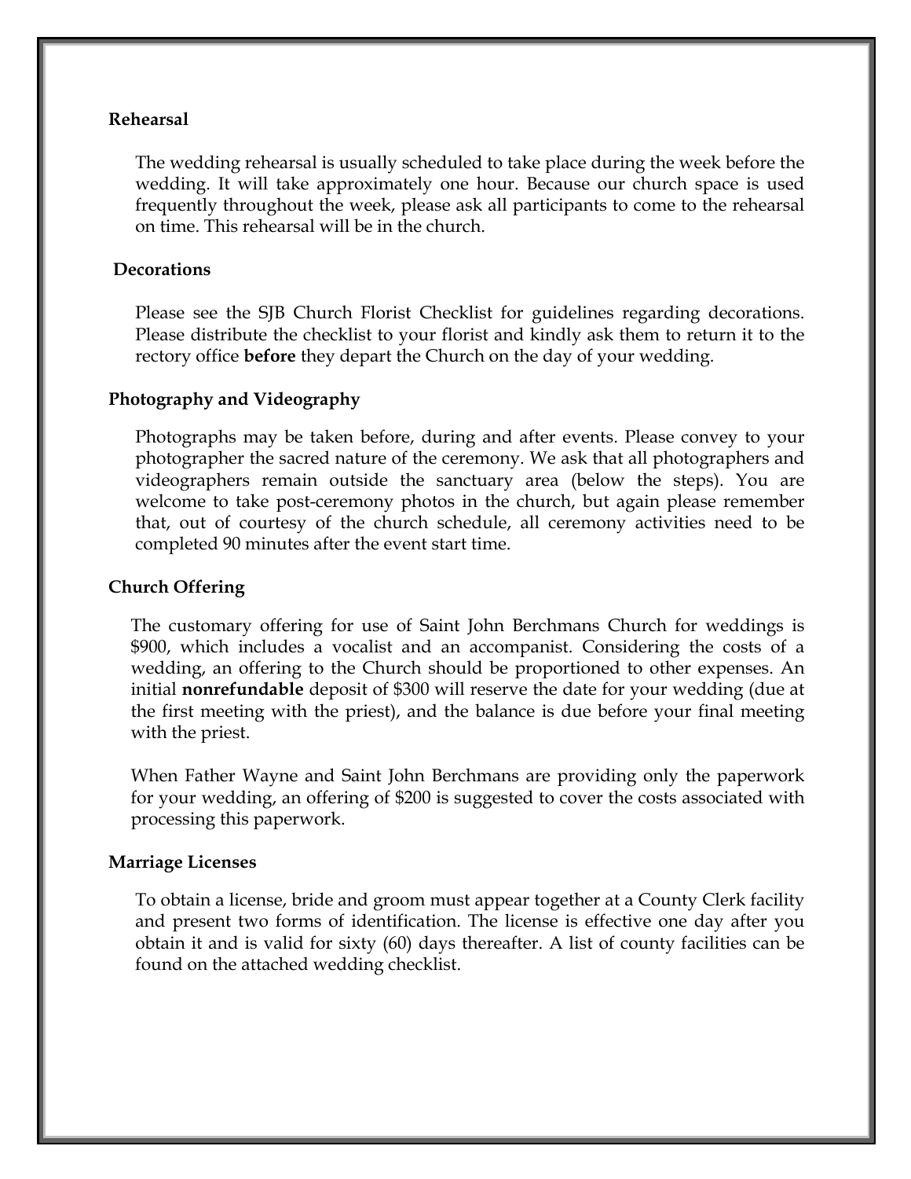**Rehearsal**

The wedding rehearsal is usually scheduled to take place during the week before the wedding. It will take approximately one hour. Because our church space is used frequently throughout the week, please ask all participants to come to the rehearsal on time. This rehearsal will be in the church.

**Decorations**

Please see the SJB Church Florist Checklist for guidelines regarding decorations. Please distribute the checklist to your florist and kindly ask them to return it to the rectory office **before** they depart the Church on the day of your wedding.

**Photography and Videography**

Photographs may be taken before, during and after events. Please convey to your photographer the sacred nature of the ceremony. We ask that all photographers and videographers remain outside the sanctuary area (below the steps). You are welcome to take post-ceremony photos in the church, but again please remember that, out of courtesy of the church schedule, all ceremony activities need to be completed 90 minutes after the event start time.

**Church Offering**

The customary offering for use of Saint John Berchmans Church for weddings is $900, which includes a vocalist and an accompanist. Considering the costs of a wedding, an offering to the Church should be proportioned to other expenses. An initial **nonrefundable** deposit of $300 will reserve the date for your wedding (due at the first meeting with the priest), and the balance is due before your final meeting with the priest.

When Father Wayne and Saint John Berchmans are providing only the paperwork for your wedding, an offering of $200 is suggested to cover the costs associated with processing this paperwork.

**Marriage Licenses**

To obtain a license, bride and groom must appear together at a County Clerk facility and present two forms of identification. The license is effective one day after you obtain it and is valid for sixty (60) days thereafter. A list of county facilities can be found on the attached wedding checklist.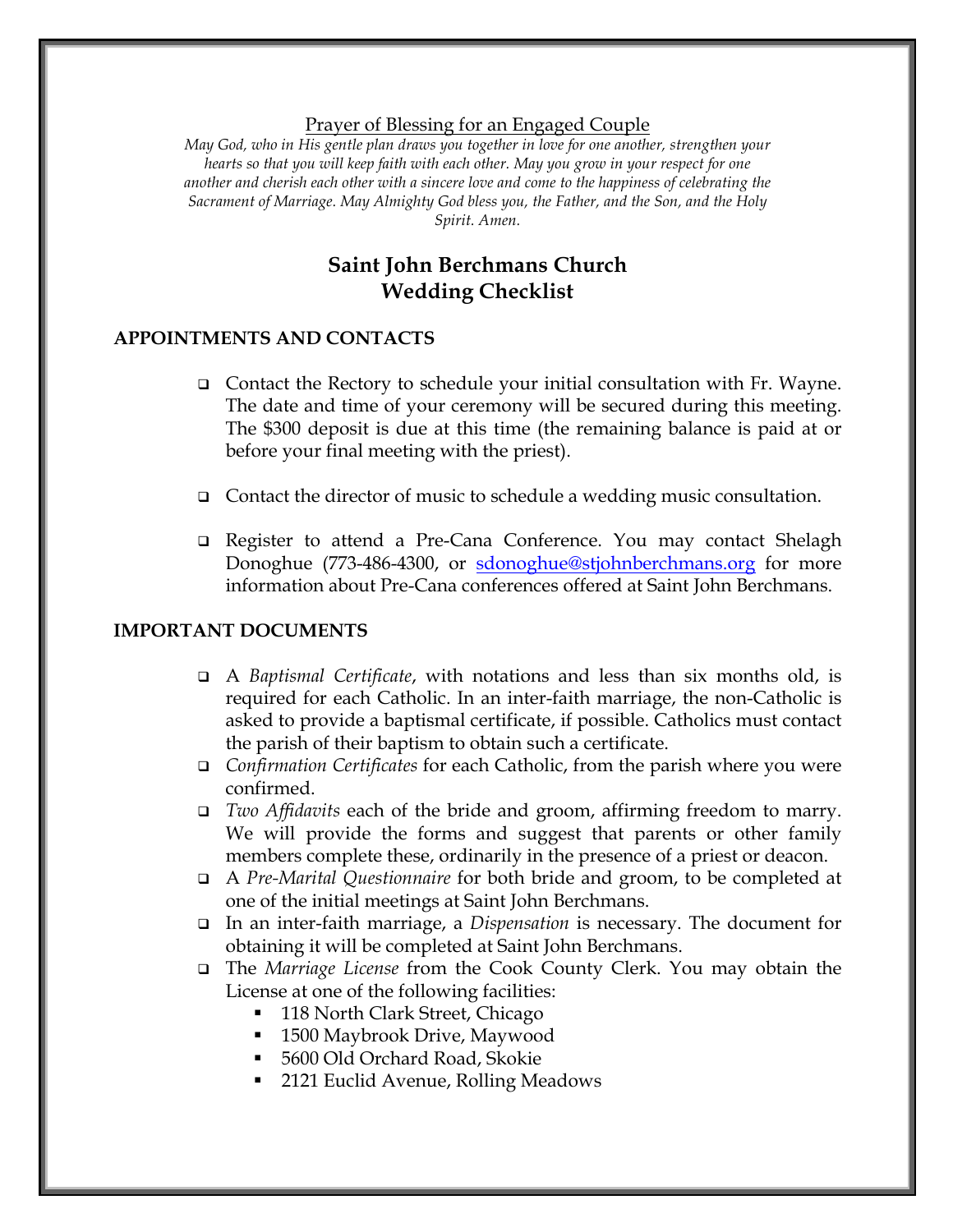<u>Prayer of Blessing for an Engaged Couple</u>

*May God, who in His gentle plan draws you together in love for one another, strengthen your hearts so that you will keep faith with each other. May you grow in your respect for one another and cherish each other with a sincere love and come to the happiness of celebrating the Sacrament of Marriage. May Almighty God bless you, the Father, and the Son, and the Holy Spirit. Amen.*

# Saint John Berchmans Church
# Wedding Checklist

## APPOINTMENTS AND CONTACTS

- ❑ Contact the Rectory to schedule your initial consultation with Fr. Wayne. The date and time of your ceremony will be secured during this meeting. The $300 deposit is due at this time (the remaining balance is paid at or before your final meeting with the priest).
- ❑ Contact the director of music to schedule a wedding music consultation.
- ❑ Register to attend a Pre-Cana Conference. You may contact Shelagh Donoghue (773-486-4300, or sdonoghue@stjohnberchmans.org for more information about Pre-Cana conferences offered at Saint John Berchmans.

## IMPORTANT DOCUMENTS

- ❑ A *Baptismal Certificate*, with notations and less than six months old, is required for each Catholic. In an inter-faith marriage, the non-Catholic is asked to provide a baptismal certificate, if possible. Catholics must contact the parish of their baptism to obtain such a certificate.
- ❑ *Confirmation Certificates* for each Catholic, from the parish where you were confirmed.
- ❑ *Two Affidavits* each of the bride and groom, affirming freedom to marry. We will provide the forms and suggest that parents or other family members complete these, ordinarily in the presence of a priest or deacon.
- ❑ A *Pre-Marital Questionnaire* for both bride and groom, to be completed at one of the initial meetings at Saint John Berchmans.
- ❑ In an inter-faith marriage, a *Dispensation* is necessary. The document for obtaining it will be completed at Saint John Berchmans.
- ❑ The *Marriage License* from the Cook County Clerk. You may obtain the License at one of the following facilities:
  - 118 North Clark Street, Chicago
  - 1500 Maybrook Drive, Maywood
  - 5600 Old Orchard Road, Skokie
  - 2121 Euclid Avenue, Rolling Meadows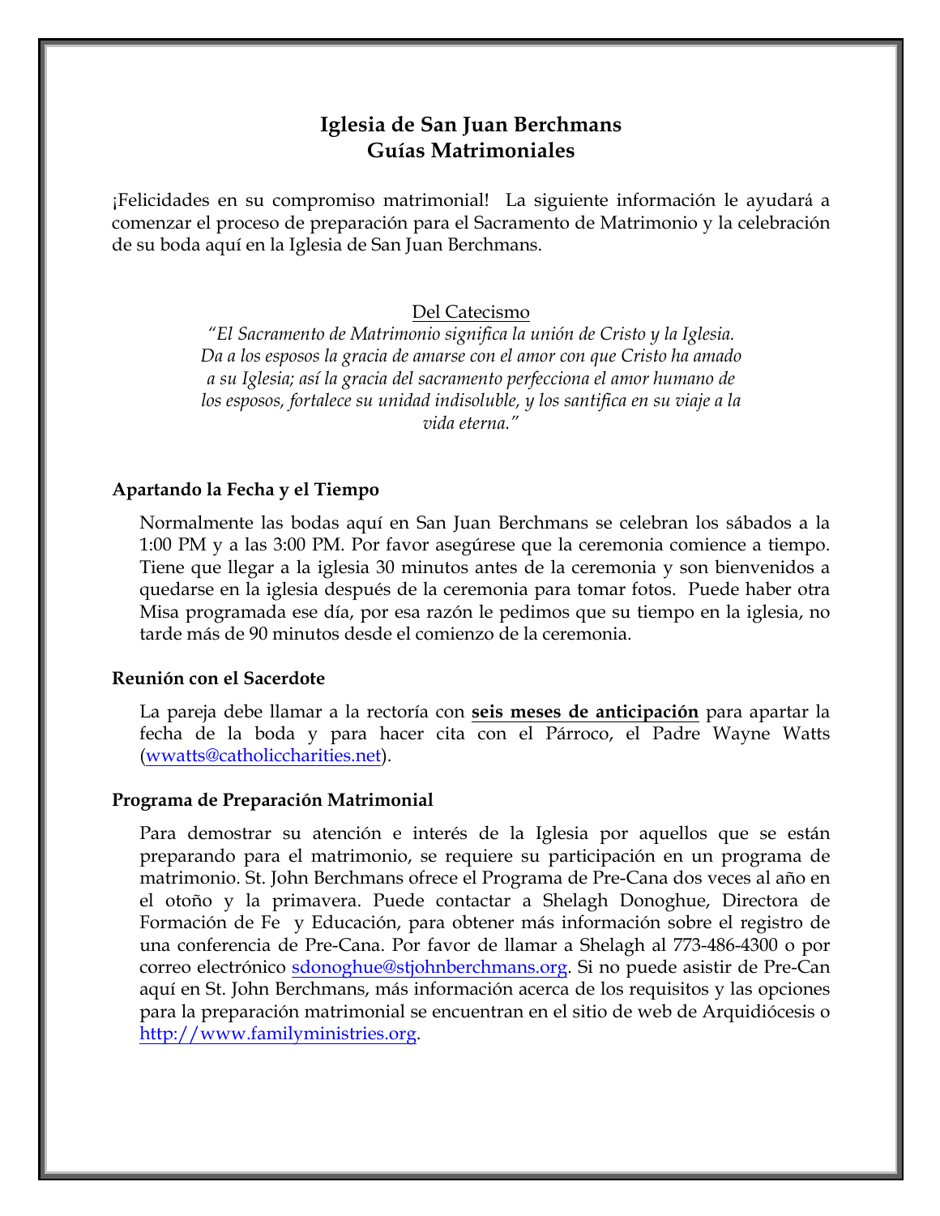# Iglesia de San Juan Berchmans
# Guías Matrimoniales

¡Felicidades en su compromiso matrimonial! La siguiente información le ayudará a comenzar el proceso de preparación para el Sacramento de Matrimonio y la celebración de su boda aquí en la Iglesia de San Juan Berchmans.

Del Catecismo

*"El Sacramento de Matrimonio significa la unión de Cristo y la Iglesia. Da a los esposos la gracia de amarse con el amor con que Cristo ha amado a su Iglesia; así la gracia del sacramento perfecciona el amor humano de los esposos, fortalece su unidad indisoluble, y los santifica en su viaje a la vida eterna."*

### Apartando la Fecha y el Tiempo

Normalmente las bodas aquí en San Juan Berchmans se celebran los sábados a la 1:00 PM y a las 3:00 PM. Por favor asegúrese que la ceremonia comience a tiempo. Tiene que llegar a la iglesia 30 minutos antes de la ceremonia y son bienvenidos a quedarse en la iglesia después de la ceremonia para tomar fotos. Puede haber otra Misa programada ese día, por esa razón le pedimos que su tiempo en la iglesia, no tarde más de 90 minutos desde el comienzo de la ceremonia.

### Reunión con el Sacerdote

La pareja debe llamar a la rectoría con **seis meses de anticipación** para apartar la fecha de la boda y para hacer cita con el Párroco, el Padre Wayne Watts (wwatts@catholiccharities.net).

### Programa de Preparación Matrimonial

Para demostrar su atención e interés de la Iglesia por aquellos que se están preparando para el matrimonio, se requiere su participación en un programa de matrimonio. St. John Berchmans ofrece el Programa de Pre-Cana dos veces al año en el otoño y la primavera. Puede contactar a Shelagh Donoghue, Directora de Formación de Fe y Educación, para obtener más información sobre el registro de una conferencia de Pre-Cana. Por favor de llamar a Shelagh al 773-486-4300 o por correo electrónico sdonoghue@stjohnberchmans.org. Si no puede asistir de Pre-Can aquí en St. John Berchmans, más información acerca de los requisitos y las opciones para la preparación matrimonial se encuentran en el sitio de web de Arquidiócesis o http://www.familyministries.org.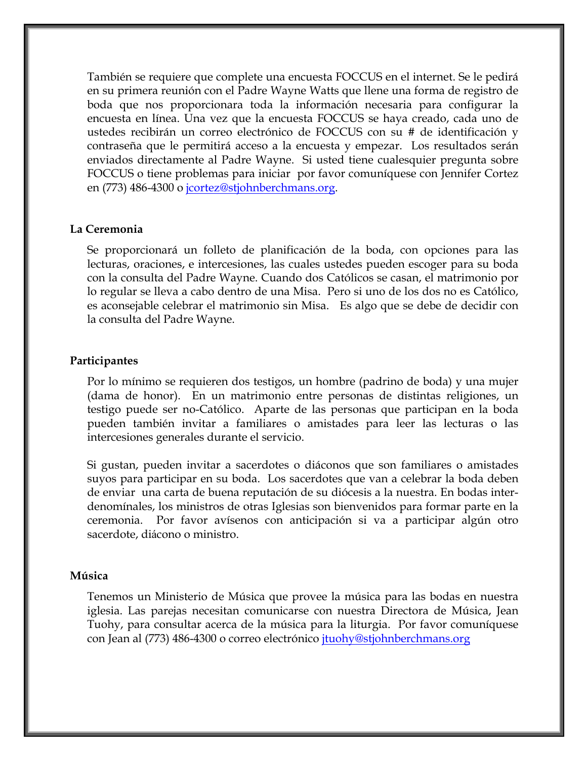También se requiere que complete una encuesta FOCCUS en el internet. Se le pedirá en su primera reunión con el Padre Wayne Watts que llene una forma de registro de boda que nos proporcionara toda la información necesaria para configurar la encuesta en línea. Una vez que la encuesta FOCCUS se haya creado, cada uno de ustedes recibirán un correo electrónico de FOCCUS con su # de identificación y contraseña que le permitirá acceso a la encuesta y empezar. Los resultados serán enviados directamente al Padre Wayne. Si usted tiene cualesquier pregunta sobre FOCCUS o tiene problemas para iniciar por favor comuníquese con Jennifer Cortez en (773) 486-4300 o jcortez@stjohnberchmans.org.

**La Ceremonia**

Se proporcionará un folleto de planificación de la boda, con opciones para las lecturas, oraciones, e intercesiones, las cuales ustedes pueden escoger para su boda con la consulta del Padre Wayne. Cuando dos Católicos se casan, el matrimonio por lo regular se lleva a cabo dentro de una Misa. Pero si uno de los dos no es Católico, es aconsejable celebrar el matrimonio sin Misa. Es algo que se debe de decidir con la consulta del Padre Wayne.

**Participantes**

Por lo mínimo se requieren dos testigos, un hombre (padrino de boda) y una mujer (dama de honor). En un matrimonio entre personas de distintas religiones, un testigo puede ser no-Católico. Aparte de las personas que participan en la boda pueden también invitar a familiares o amistades para leer las lecturas o las intercesiones generales durante el servicio.

Si gustan, pueden invitar a sacerdotes o diáconos que son familiares o amistades suyos para participar en su boda. Los sacerdotes que van a celebrar la boda deben de enviar una carta de buena reputación de su diócesis a la nuestra. En bodas inter-denomínales, los ministros de otras Iglesias son bienvenidos para formar parte en la ceremonia. Por favor avísenos con anticipación si va a participar algún otro sacerdote, diácono o ministro.

**Música**

Tenemos un Ministerio de Música que provee la música para las bodas en nuestra iglesia. Las parejas necesitan comunicarse con nuestra Directora de Música, Jean Tuohy, para consultar acerca de la música para la liturgia. Por favor comuníquese con Jean al (773) 486-4300 o correo electrónico jtuohy@stjohnberchmans.org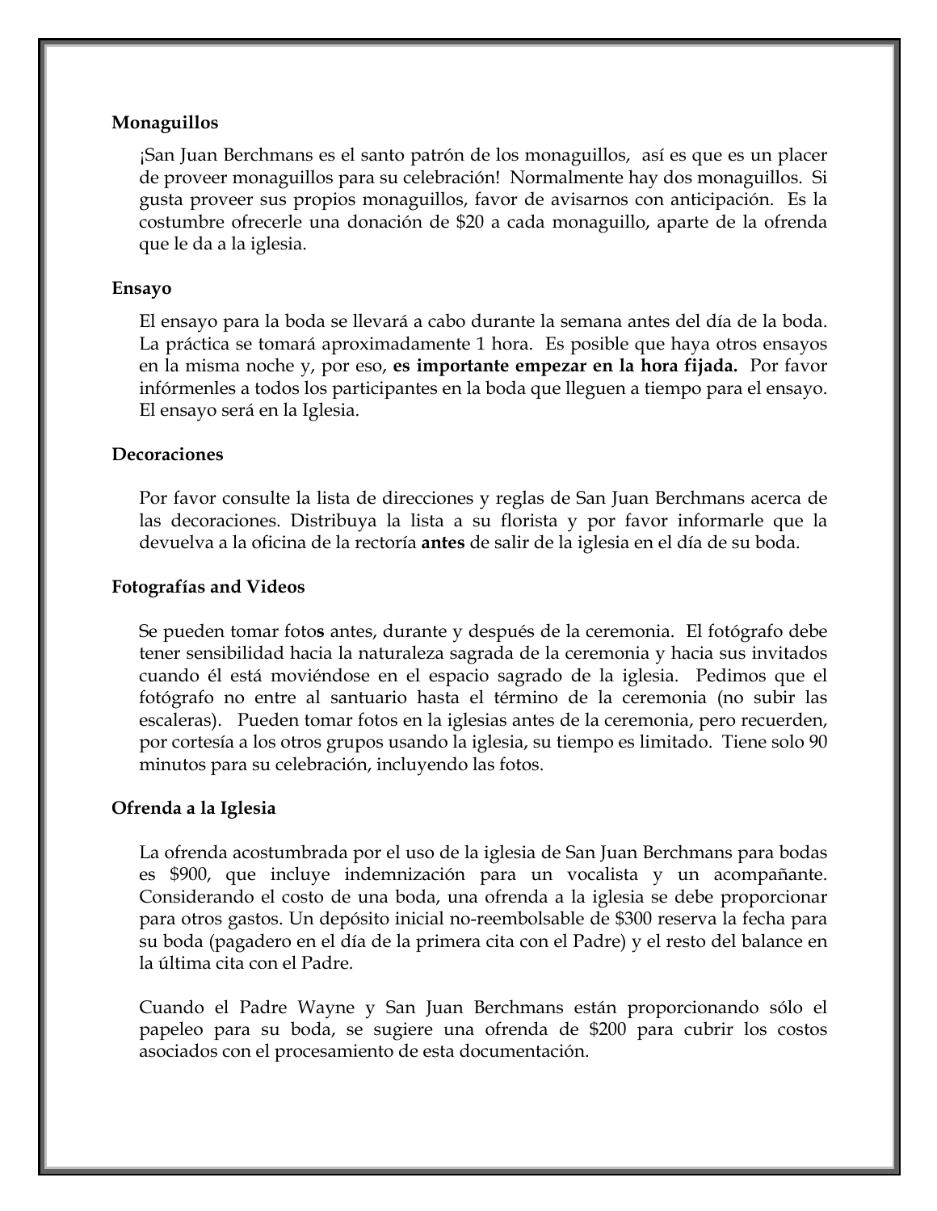**Monaguillos**

¡San Juan Berchmans es el santo patrón de los monaguillos, así es que es un placer de proveer monaguillos para su celebración! Normalmente hay dos monaguillos. Si gusta proveer sus propios monaguillos, favor de avisarnos con anticipación. Es la costumbre ofrecerle una donación de $20 a cada monaguillo, aparte de la ofrenda que le da a la iglesia.

**Ensayo**

El ensayo para la boda se llevará a cabo durante la semana antes del día de la boda. La práctica se tomará aproximadamente 1 hora. Es posible que haya otros ensayos en la misma noche y, por eso, **es importante empezar en la hora fijada.** Por favor infórmenles a todos los participantes en la boda que lleguen a tiempo para el ensayo. El ensayo será en la Iglesia.

**Decoraciones**

Por favor consulte la lista de direcciones y reglas de San Juan Berchmans acerca de las decoraciones. Distribuya la lista a su florista y por favor informarle que la devuelva a la oficina de la rectoría **antes** de salir de la iglesia en el día de su boda.

**Fotografías and Videos**

Se pueden tomar fotos antes, durante y después de la ceremonia. El fotógrafo debe tener sensibilidad hacia la naturaleza sagrada de la ceremonia y hacia sus invitados cuando él está moviéndose en el espacio sagrado de la iglesia. Pedimos que el fotógrafo no entre al santuario hasta el término de la ceremonia (no subir las escaleras). Pueden tomar fotos en la iglesias antes de la ceremonia, pero recuerden, por cortesía a los otros grupos usando la iglesia, su tiempo es limitado. Tiene solo 90 minutos para su celebración, incluyendo las fotos.

**Ofrenda a la Iglesia**

La ofrenda acostumbrada por el uso de la iglesia de San Juan Berchmans para bodas es $900, que incluye indemnización para un vocalista y un acompañante. Considerando el costo de una boda, una ofrenda a la iglesia se debe proporcionar para otros gastos. Un depósito inicial no-reembolsable de $300 reserva la fecha para su boda (pagadero en el día de la primera cita con el Padre) y el resto del balance en la última cita con el Padre.

Cuando el Padre Wayne y San Juan Berchmans están proporcionando sólo el papeleo para su boda, se sugiere una ofrenda de $200 para cubrir los costos asociados con el procesamiento de esta documentación.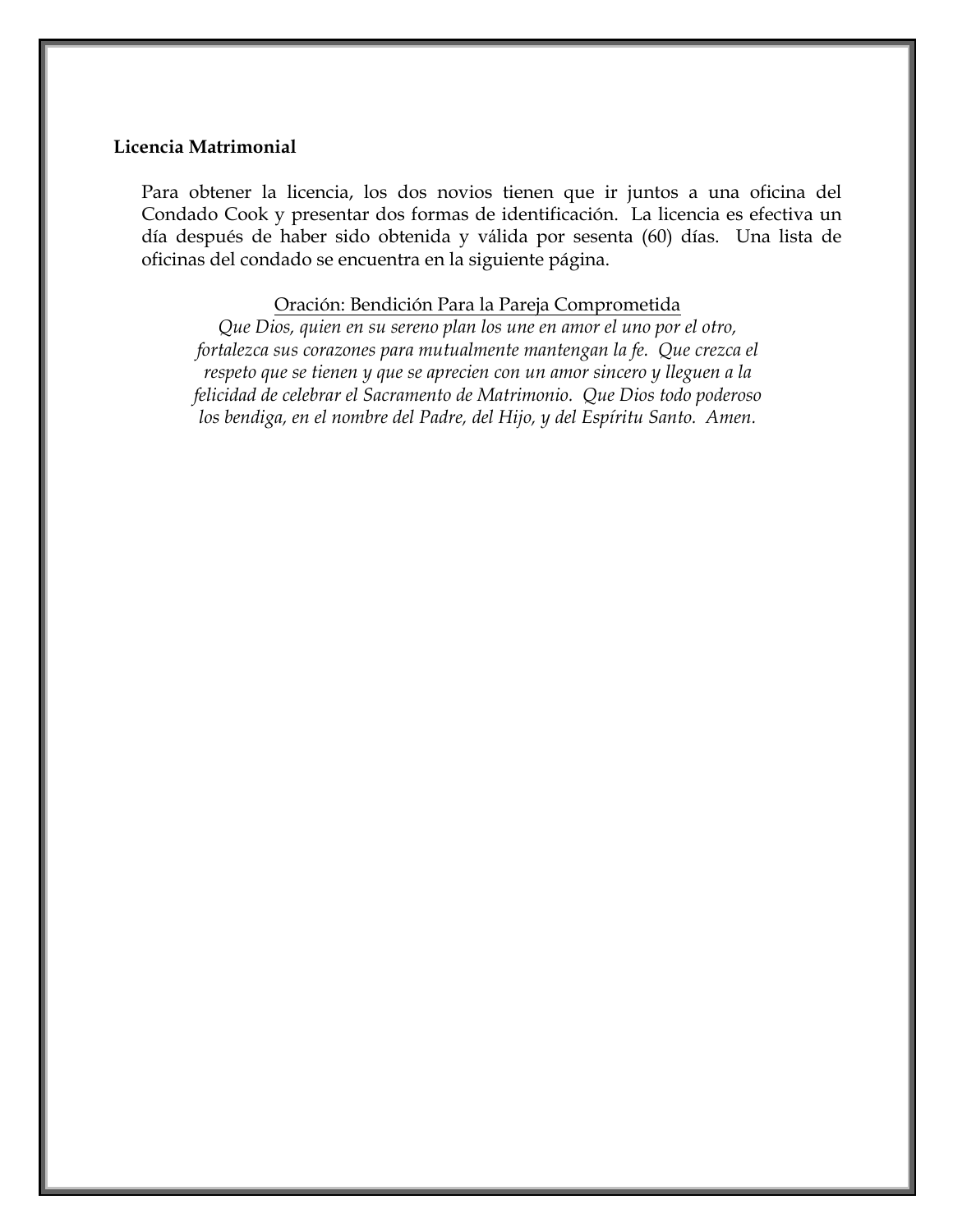**Licencia Matrimonial**

Para obtener la licencia, los dos novios tienen que ir juntos a una oficina del Condado Cook y presentar dos formas de identificación. La licencia es efectiva un día después de haber sido obtenida y válida por sesenta (60) días. Una lista de oficinas del condado se encuentra en la siguiente página.

Oración: Bendición Para la Pareja Comprometida

*Que Dios, quien en su sereno plan los une en amor el uno por el otro, fortalezca sus corazones para mutualmente mantengan la fe. Que crezca el respeto que se tienen y que se aprecien con un amor sincero y lleguen a la felicidad de celebrar el Sacramento de Matrimonio. Que Dios todo poderoso los bendiga, en el nombre del Padre, del Hijo, y del Espíritu Santo. Amen.*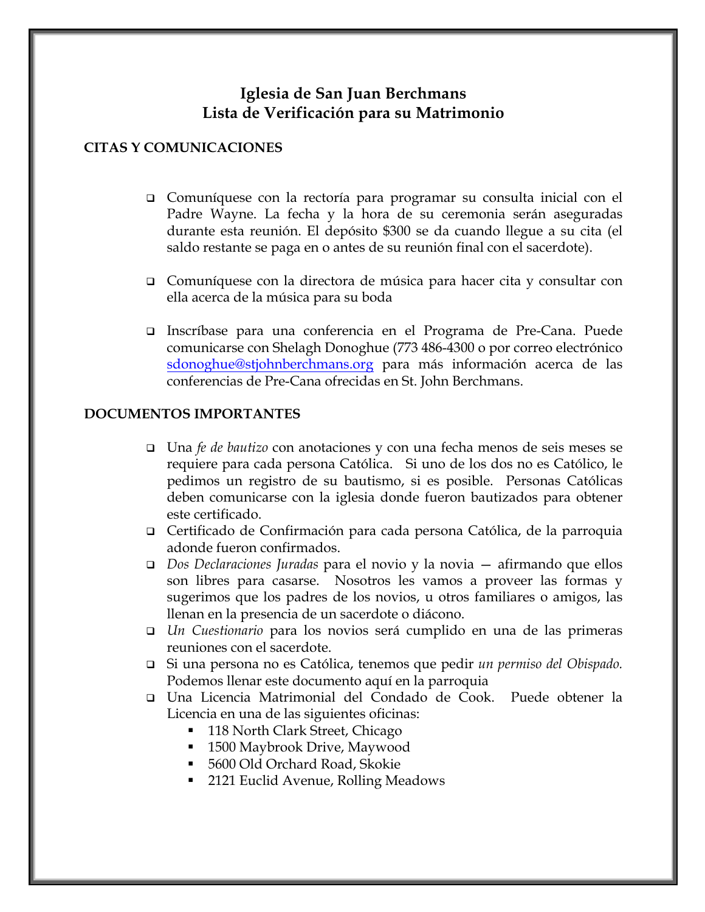# Iglesia de San Juan Berchmans
# Lista de Verificación para su Matrimonio

**CITAS Y COMUNICACIONES**

- Comuníquese con la rectoría para programar su consulta inicial con el Padre Wayne. La fecha y la hora de su ceremonia serán aseguradas durante esta reunión. El depósito $300 se da cuando llegue a su cita (el saldo restante se paga en o antes de su reunión final con el sacerdote).

- Comuníquese con la directora de música para hacer cita y consultar con ella acerca de la música para su boda

- Inscríbase para una conferencia en el Programa de Pre-Cana. Puede comunicarse con Shelagh Donoghue (773 486-4300 o por correo electrónico sdonoghue@stjohnberchmans.org para más información acerca de las conferencias de Pre-Cana ofrecidas en St. John Berchmans.

**DOCUMENTOS IMPORTANTES**

- Una *fe de bautizo* con anotaciones y con una fecha menos de seis meses se requiere para cada persona Católica. Si uno de los dos no es Católico, le pedimos un registro de su bautismo, si es posible. Personas Católicas deben comunicarse con la iglesia donde fueron bautizados para obtener este certificado.
- Certificado de Confirmación para cada persona Católica, de la parroquia adonde fueron confirmados.
- *Dos Declaraciones Juradas* para el novio y la novia — afirmando que ellos son libres para casarse. Nosotros les vamos a proveer las formas y sugerimos que los padres de los novios, u otros familiares o amigos, las llenan en la presencia de un sacerdote o diácono.
- *Un Cuestionario* para los novios será cumplido en una de las primeras reuniones con el sacerdote.
- Si una persona no es Católica, tenemos que pedir *un permiso del Obispado.* Podemos llenar este documento aquí en la parroquia
- Una Licencia Matrimonial del Condado de Cook. Puede obtener la Licencia en una de las siguientes oficinas:
  - 118 North Clark Street, Chicago
  - 1500 Maybrook Drive, Maywood
  - 5600 Old Orchard Road, Skokie
  - 2121 Euclid Avenue, Rolling Meadows